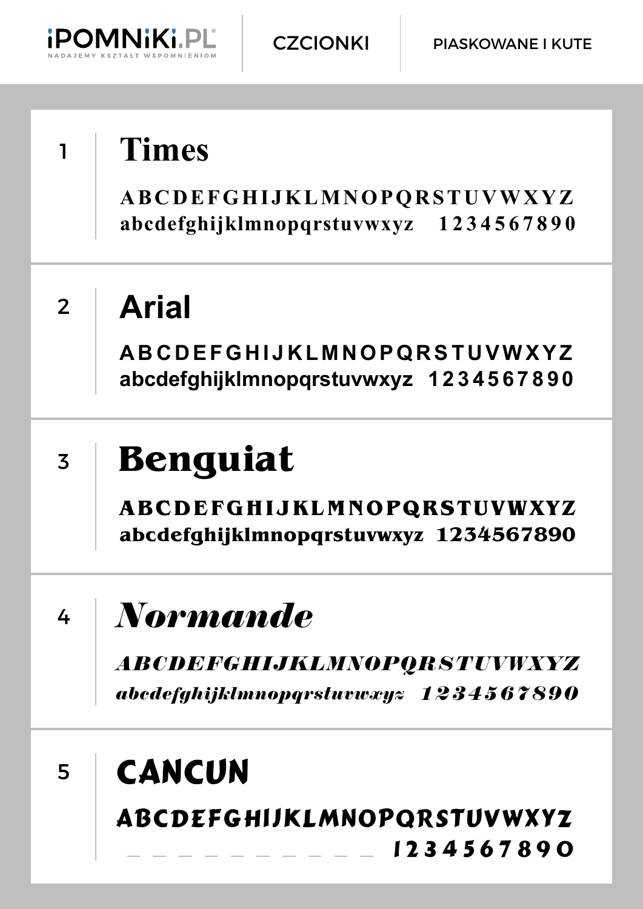iPOMNiKi.PL®
NADAJEMY KSZTAŁT WSPOMNIENIOM

CZCIONKI

PIASKOWANE I KUTE

## 1 Times

ABCDEFGHIJKLMNOPQRSTUVWXYZ
abcdefghijklmnopqrstuvwxyz 1234567890

## 2 Arial

ABCDEFGHIJKLMNOPQRSTUVWXYZ
abcdefghijklmnopqrstuvwxyz 1234567890

## 3 Benguiat

ABCDEFGHIJKLMNOPQRSTUVWXYZ
abcdefghijklmnopqrstuvwxyz 1234567890

## 4 *Normande*

*ABCDEFGHIJKLMNOPQRSTUVWXYZ*
*abcdefghijklmnopqrstuvwxyz 1234567890*

## 5 CANCUN

ABCDEFGHIJKLMNOPQRSTUVWXYZ
_ _ _ _ _ _ _ _ _ _ 1234567890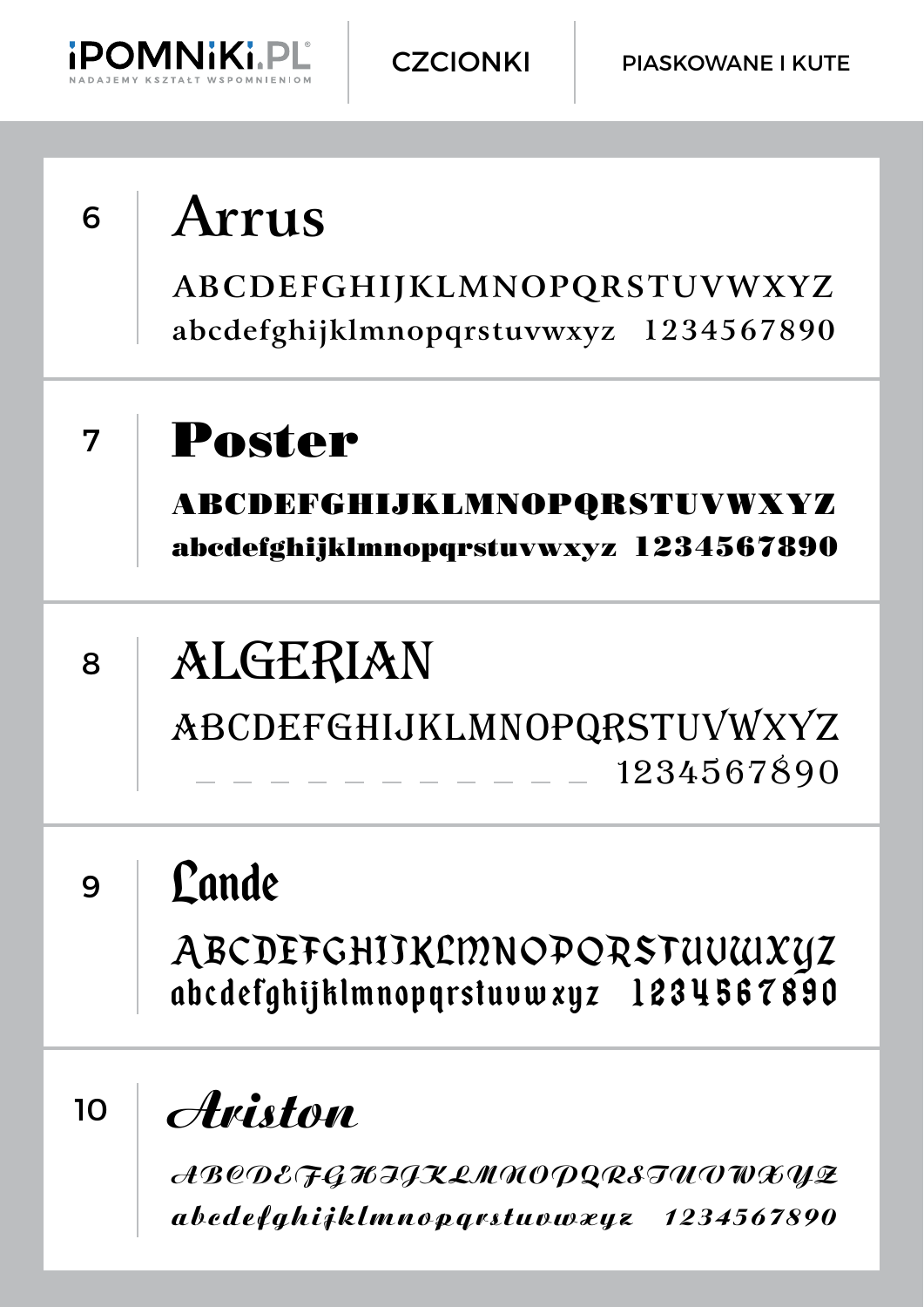iPOMNiKi.PL
NADAJEMY KSZTAŁT WSPOMNIENIOM

CZCIONKI

PIASKOWANE I KUTE

6 **Arrus**

ABCDEFGHIJKLMNOPQRSTUVWXYZ
abcdefghijklmnopqrstuvwxyz 1234567890

7 **Poster**

ABCDEFGHIJKLMNOPQRSTUVWXYZ
abcdefghijklmnopqrstuvwxyz 1234567890

8 **ALGERIAN**

ABCDEFGHIJKLMNOPQRSTUVWXYZ
_ _ _ _ _ _ _ _ _ _ _ 1234567890

9 **Lande**

ABCDEFGHIJKLMNOPQRSTUVWXYZ
abcdefghijklmnopqrstuvwxyz 1234567890

10 ***Ariston***

*ABCDEFGHIJKLMNOPQRSTUVWXYZ*
*abcdefghijklmnopqrstuvwxyz 1234567890*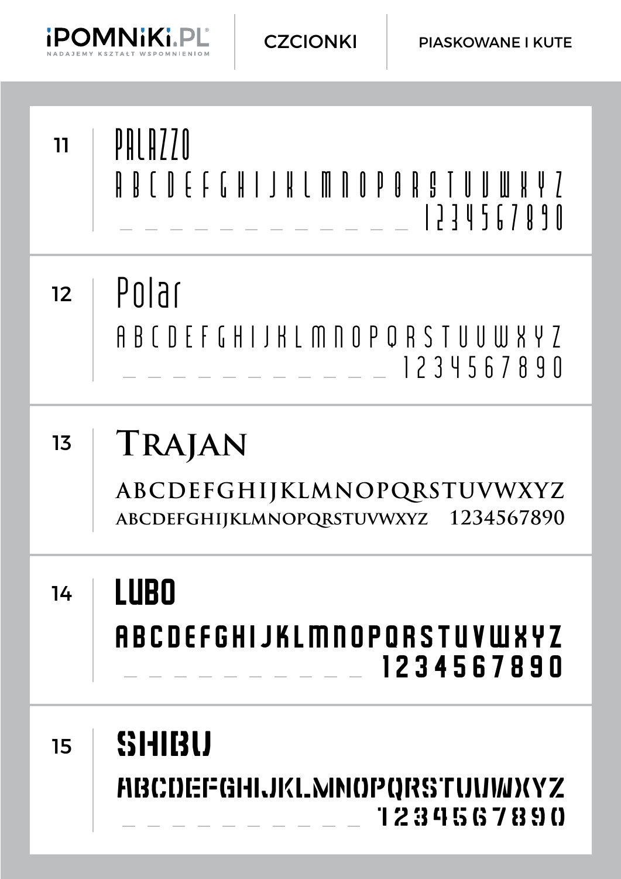iPOMNiKi.PL®

NADAJEMY KSZTAŁT WSPOMNIENIOM

CZCIONKI

PIASKOWANE I KUTE

11

PALAZZO

A B C D E F G H I J K L M N O P Q R S T U V W X Y Z

_ _ _ _ _ _ _ _ _ _ _ _ 1 2 3 4 5 6 7 8 9 0

12

Polar

A B C D E F G H I J K L M N O P Q R S T U V W X Y Z

_ _ _ _ _ _ _ _ _ _ _ 1 2 3 4 5 6 7 8 9 0

13

TRAJAN

ABCDEFGHIJKLMNOPQRSTUVWXYZ

ABCDEFGHIJKLMNOPQRSTUVWXYZ 1234567890

14

LUBO

ABCDEFGHIJKLMNOPQRSTUVWXYZ

_ _ _ _ _ _ _ _ _ _ 1 2 3 4 5 6 7 8 9 0

15

SHIBU

ABCDEFGHIJKLMNOPQRSTUVWXYZ

_ _ _ _ _ _ _ _ _ _ 1 2 3 4 5 6 7 8 9 0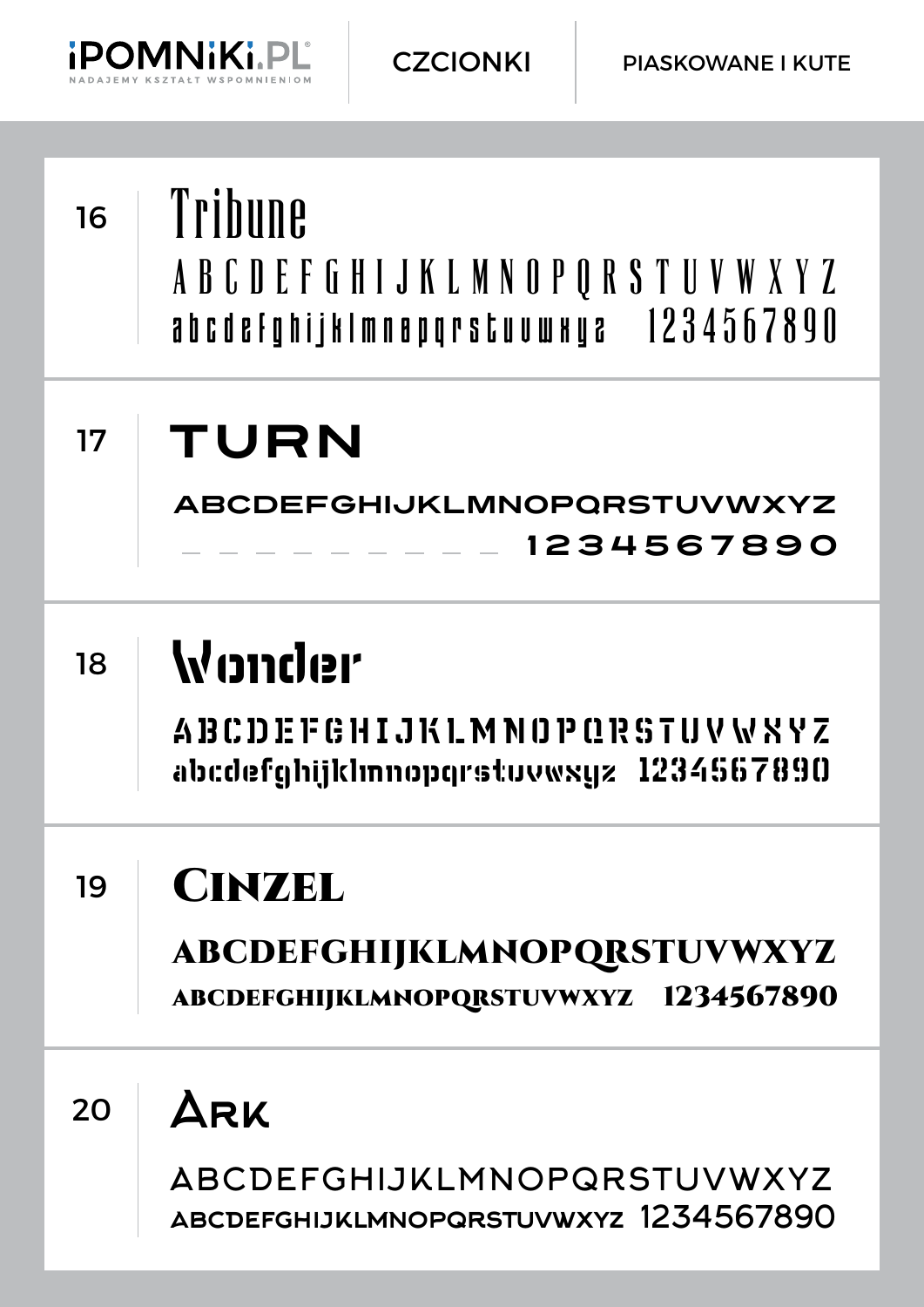iPOMNiKi.PL®
NADAJEMY KSZTAŁT WSPOMNIENIOM

CZCIONKI | PIASKOWANE I KUTE

16

# Tribune

A B C D E F G H I J K L M N O P Q R S T U V W X Y Z
abcdefghijklmnopqrstuvwxyz 1234567890

17

# TURN

ABCDEFGHIJKLMNOPQRSTUVWXYZ
_ _ _ _ _ _ _ _ _ 1234567890

18

# Wonder

ABCDEFGHIJKLMNOPQRSTUVWXYZ
abcdefghijklmnopqrstuvwxyz 1234567890

19

# Cinzel

ABCDEFGHIJKLMNOPQRSTUVWXYZ
ABCDEFGHIJKLMNOPQRSTUVWXYZ 1234567890

20

# Ark

ABCDEFGHIJKLMNOPQRSTUVWXYZ
ABCDEFGHIJKLMNOPQRSTUVWXYZ 1234567890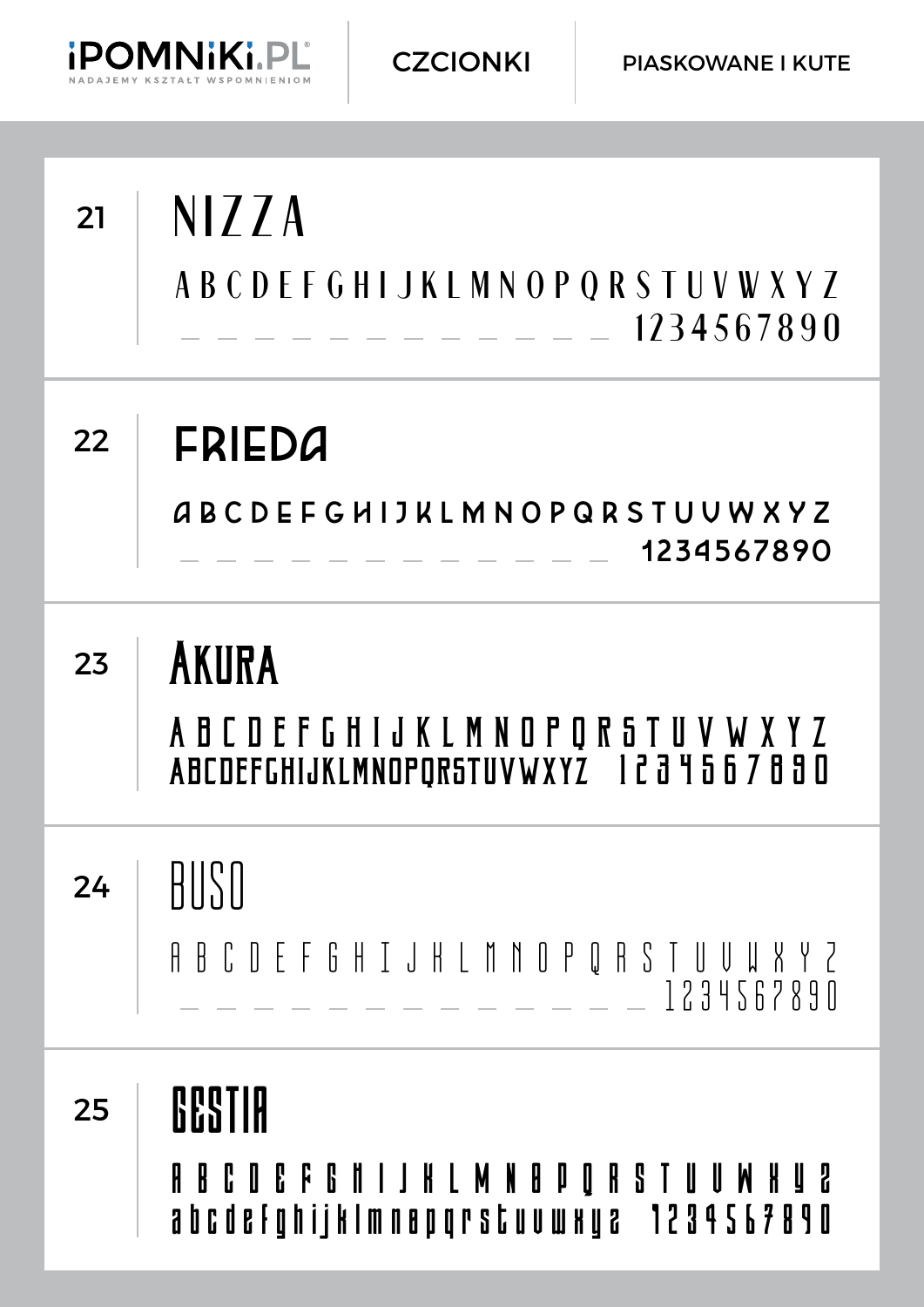iPOMNiKi.PL® NADAJEMY KSZTAŁT WSPOMNIENIOM | CZCIONKI | PIASKOWANE I KUTE

## 21 NIZZA

A B C D E F G H I J K L M N O P Q R S T U V W X Y Z
_ _ _ _ _ _ _ _ _ _ _ _ 1 2 3 4 5 6 7 8 9 0

## 22 FRIEDA

A B C D E F G H I J K L M N O P Q R S T U V W X Y Z
_ _ _ _ _ _ _ _ _ _ _ _ 1 2 3 4 5 6 7 8 9 0

## 23 Akura

A B C D E F G H I J K L M N O P Q R S T U V W X Y Z
ABCDEFGHIJKLMNOPQRSTUVWXYZ 1 2 3 4 5 6 7 8 9 0

## 24 BUSO

A B C D E F G H I J K L M N O P Q R S T U V W X Y Z
_ _ _ _ _ _ _ _ _ _ _ _ _ 1 2 3 4 5 6 7 8 9 0

## 25 GESTIA

A B C D E F G H I J K L M N O P Q R S T U V W X Y Z
abcdefghijklmnopqrstuvwxyz 1 2 3 4 5 6 7 8 9 0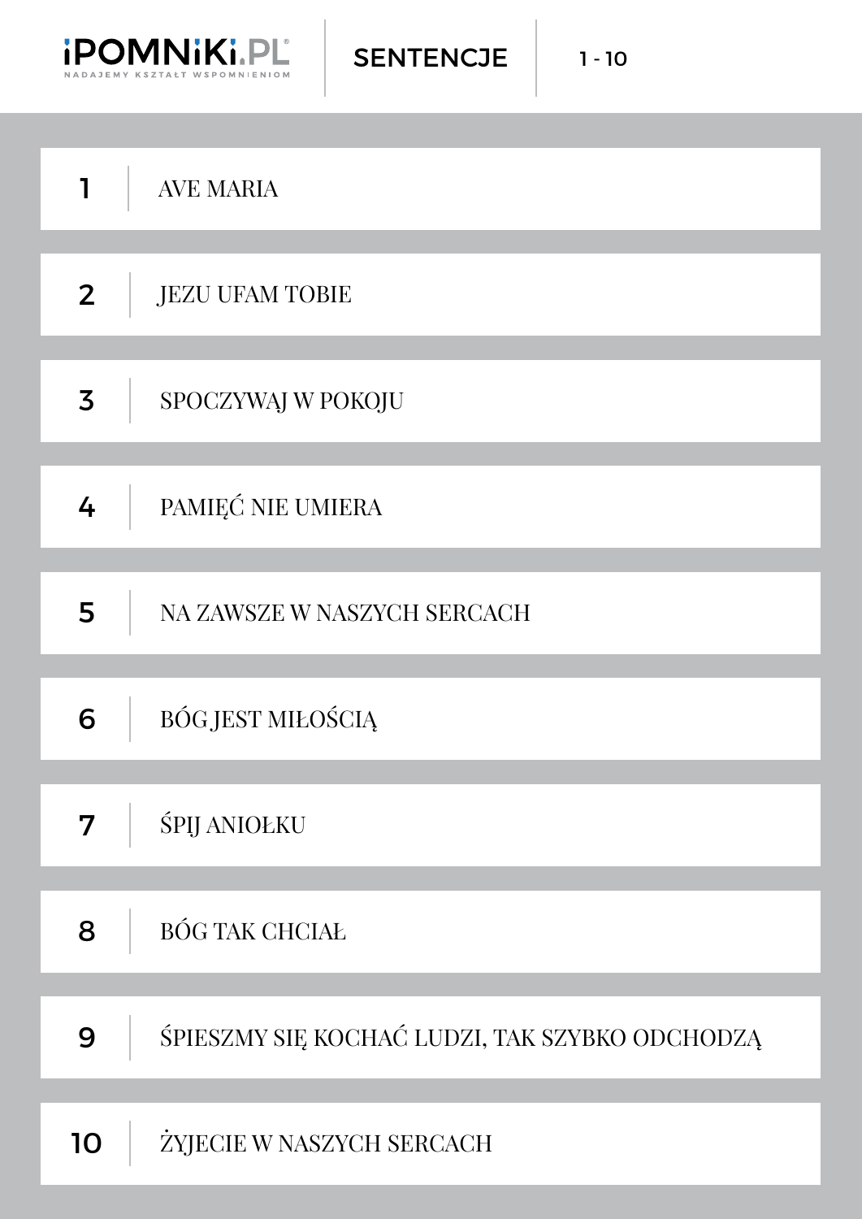iPOMNiKi.PL
NADAJEMY KSZTAŁT WSPOMNIENIOM

# SENTENCJE

1 - 10

| | |
|---|---|
| 1 | AVE MARIA |
| 2 | JEZU UFAM TOBIE |
| 3 | SPOCZYWAJ W POKOJU |
| 4 | PAMIĘĆ NIE UMIERA |
| 5 | NA ZAWSZE W NASZYCH SERCACH |
| 6 | BÓG JEST MIŁOŚCIĄ |
| 7 | ŚPIJ ANIOŁKU |
| 8 | BÓG TAK CHCIAŁ |
| 9 | ŚPIESZMY SIĘ KOCHAĆ LUDZI, TAK SZYBKO ODCHODZĄ |
| 10 | ŻYJECIE W NASZYCH SERCACH |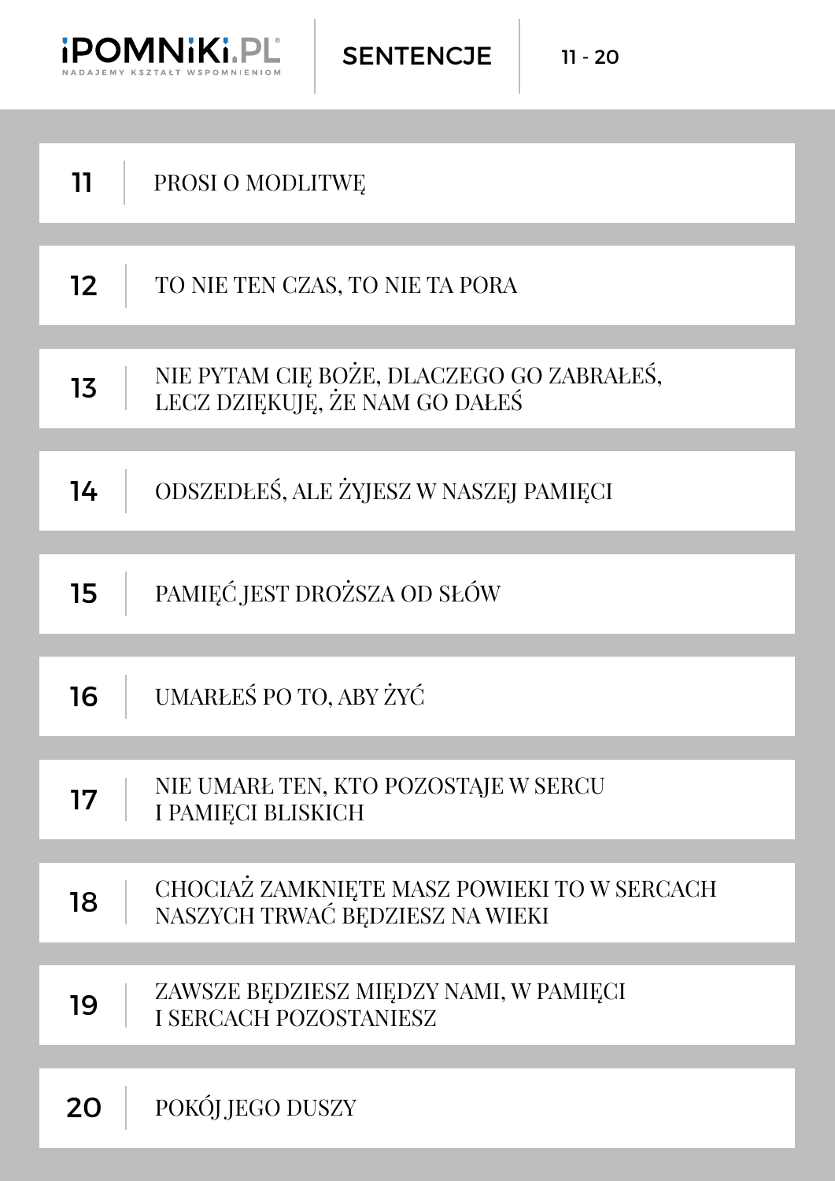iPOMNiKi.PL®
NADAJEMY KSZTAŁT WSPOMNIENIOM

# SENTENCJE

11 - 20

| | |
|---|---|
| 11 | PROSI O MODLITWĘ |
| 12 | TO NIE TEN CZAS, TO NIE TA PORA |
| 13 | NIE PYTAM CIĘ BOŻE, DLACZEGO GO ZABRAŁEŚ, LECZ DZIĘKUJĘ, ŻE NAM GO DAŁEŚ |
| 14 | ODSZEDŁEŚ, ALE ŻYJESZ W NASZEJ PAMIĘCI |
| 15 | PAMIĘĆ JEST DROŻSZA OD SŁÓW |
| 16 | UMARŁEŚ PO TO, ABY ŻYĆ |
| 17 | NIE UMARŁ TEN, KTO POZOSTAJE W SERCU I PAMIĘCI BLISKICH |
| 18 | CHOCIAŻ ZAMKNIĘTE MASZ POWIEKI TO W SERCACH NASZYCH TRWAĆ BĘDZIESZ NA WIEKI |
| 19 | ZAWSZE BĘDZIESZ MIĘDZY NAMI, W PAMIĘCI I SERCACH POZOSTANIESZ |
| 20 | POKÓJ JEGO DUSZY |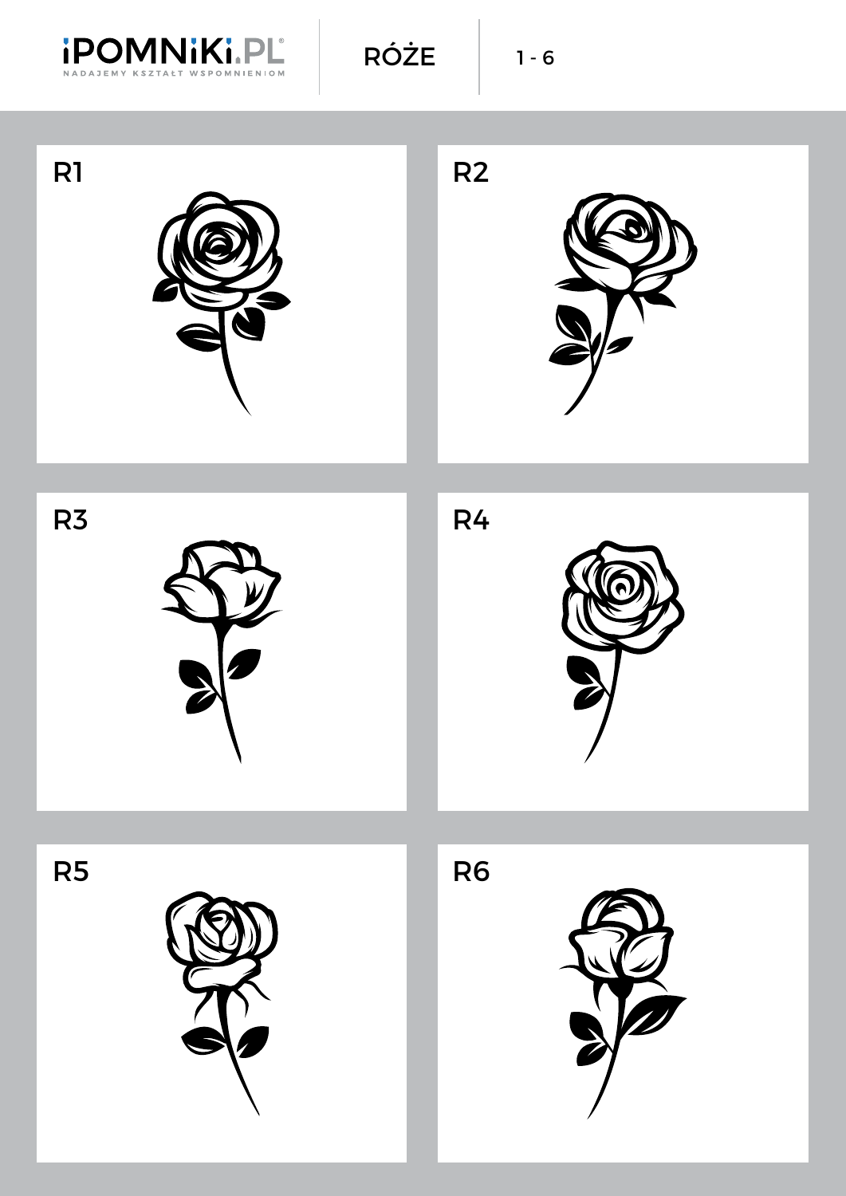# RÓŻE

1 - 6

R1

R2

R3

R4

R5

R6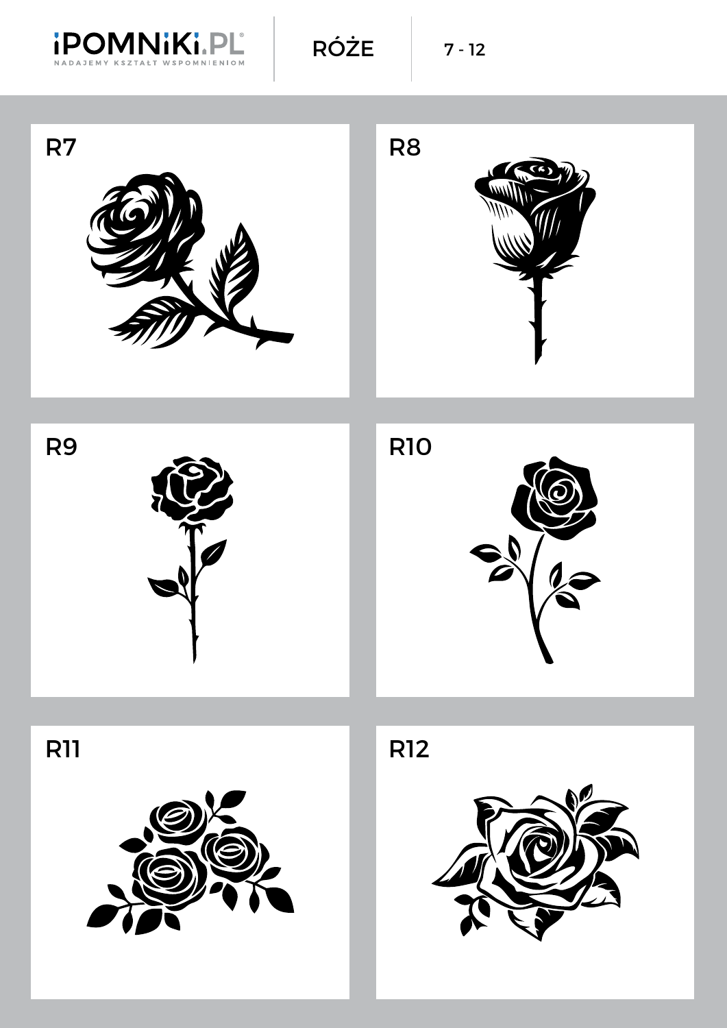iPOMNiKi.PL
NADAJEMY KSZTAŁT WSPOMNIENIOM

# RÓŻE

7 - 12

R7

R8

R9

R10

R11

R12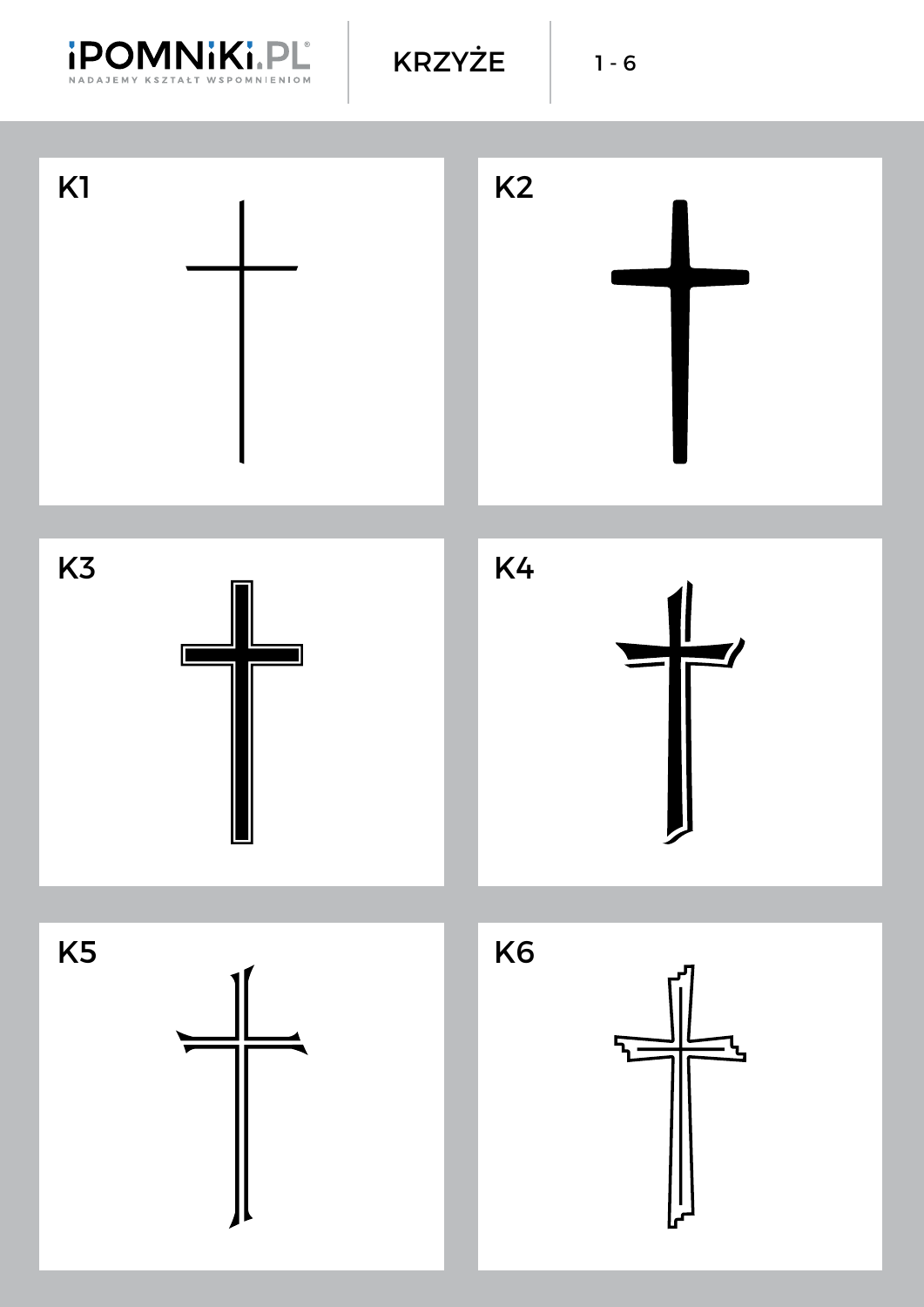KRZYŻE

1 - 6

K1

K2

K3

K4

K5

K6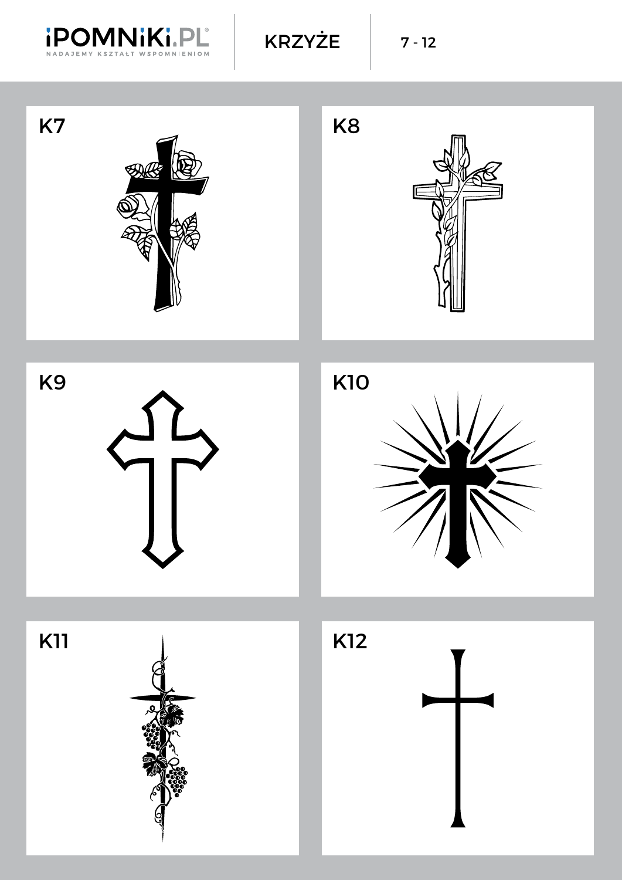# KRZYŻE

7 - 12

K7

K8

K9

K10

K11

K12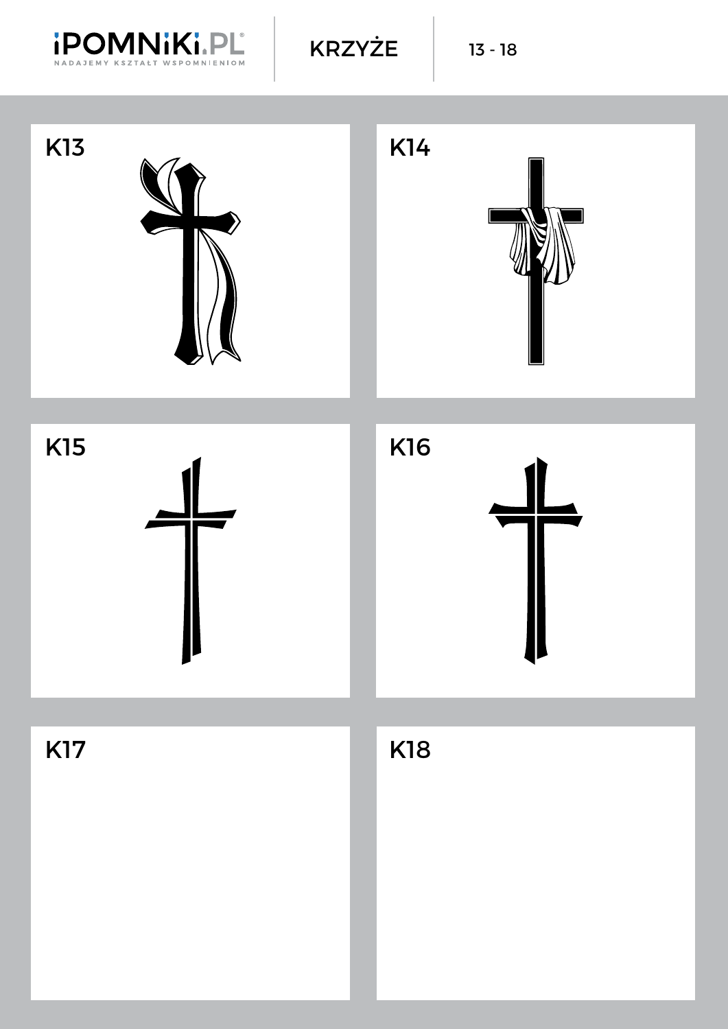# KRZYŻE

K13

K14

K15

K16

K17

K18